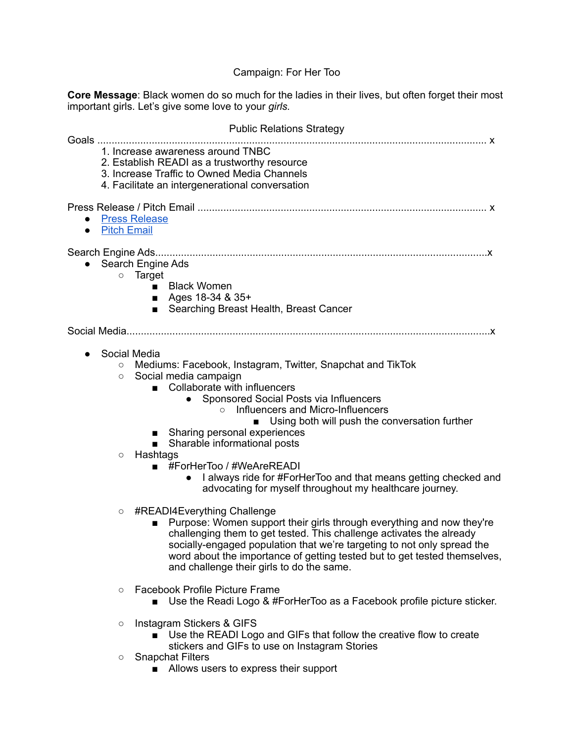# Campaign: For Her Too

**Core Message**: Black women do so much for the ladies in their lives, but often forget their most important girls. Let's give some love to your *girls.*

## Public Relations Strategy

Goals ........................................................................................................................................ x

1. Increase awareness around TNBC
2. Establish READI as a trustworthy resource
3. Increase Traffic to Owned Media Channels
4. Facilitate an intergenerational conversation

Press Release / Pitch Email .................................................................................................... x

- Press Release
- Pitch Email

Search Engine Ads....................................................................................................................x

- Search Engine Ads
  - Target
    - Black Women
    - Ages 18-34 & 35+
    - Searching Breast Health, Breast Cancer

Social Media.............................................................................................................................x

- Social Media
  - Mediums: Facebook, Instagram, Twitter, Snapchat and TikTok
  - Social media campaign
    - Collaborate with influencers
      - Sponsored Social Posts via Influencers
        - Influencers and Micro-Influencers
          - Using both will push the conversation further
    - Sharing personal experiences
    - Sharable informational posts
  - Hashtags
    - #ForHerToo / #WeAreREADI
      - I always ride for #ForHerToo and that means getting checked and advocating for myself throughout my healthcare journey.
  - #READI4Everything Challenge
    - Purpose: Women support their girls through everything and now they're challenging them to get tested. This challenge activates the already socially-engaged population that we're targeting to not only spread the word about the importance of getting tested but to get tested themselves, and challenge their girls to do the same.
  - Facebook Profile Picture Frame
    - Use the Readi Logo & #ForHerToo as a Facebook profile picture sticker.
  - Instagram Stickers & GIFS
    - Use the READI Logo and GIFs that follow the creative flow to create stickers and GIFs to use on Instagram Stories
  - Snapchat Filters
    - Allows users to express their support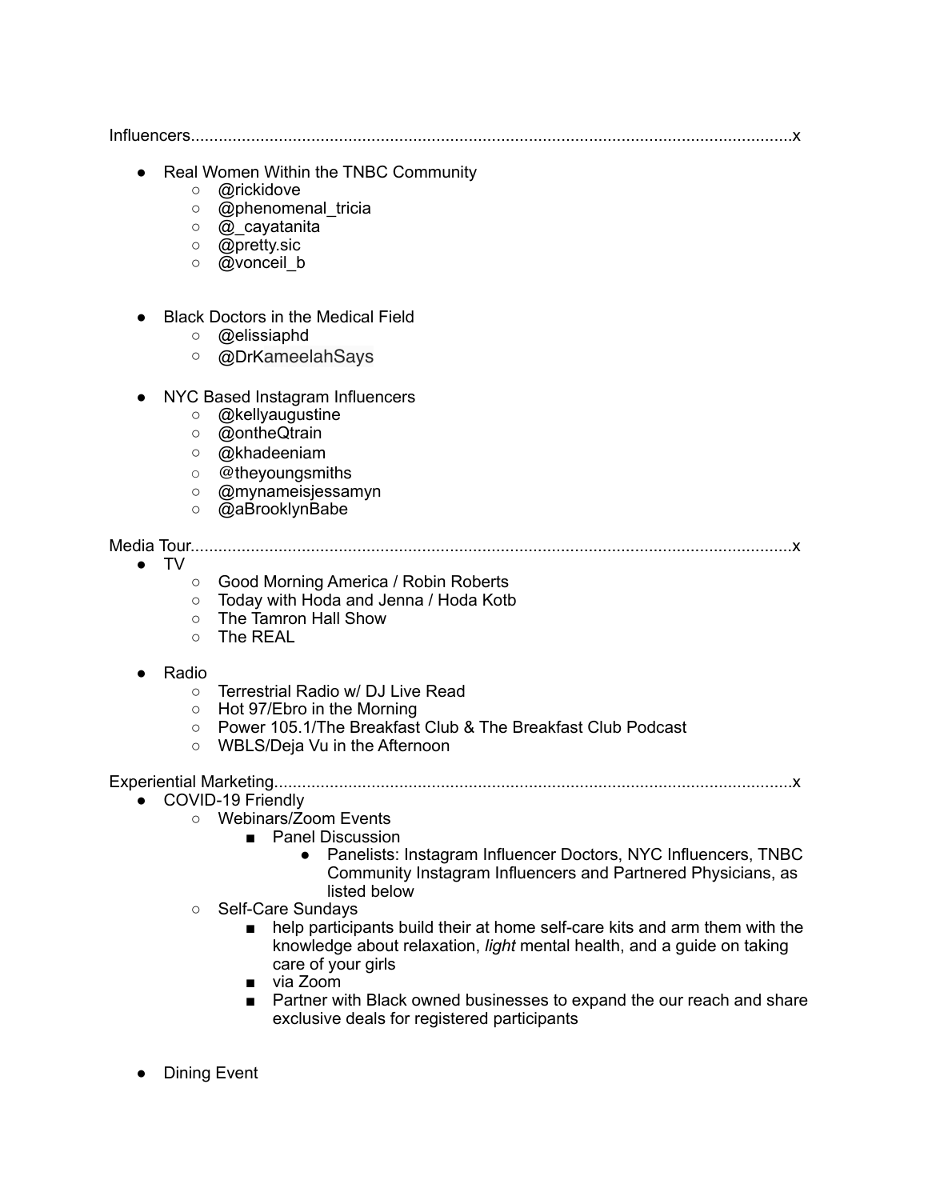Influencers.................................................................................................................................x

- Real Women Within the TNBC Community
  - @rickidove
  - @phenomenal_tricia
  - @_cayatanita
  - @pretty.sic
  - @vonceil_b

- Black Doctors in the Medical Field
  - @elissiaphd
  - @DrKameelahSays

- NYC Based Instagram Influencers
  - @kellyaugustine
  - @ontheQtrain
  - @khadeeniam
  - @theyoungsmiths
  - @mynameisjessamyn
  - @aBrooklynBabe

Media Tour.................................................................................................................................x

- TV
  - Good Morning America / Robin Roberts
  - Today with Hoda and Jenna / Hoda Kotb
  - The Tamron Hall Show
  - The REAL

- Radio
  - Terrestrial Radio w/ DJ Live Read
  - Hot 97/Ebro in the Morning
  - Power 105.1/The Breakfast Club & The Breakfast Club Podcast
  - WBLS/Deja Vu in the Afternoon

Experiential Marketing...............................................................................................................x

- COVID-19 Friendly
  - Webinars/Zoom Events
    - Panel Discussion
      - Panelists: Instagram Influencer Doctors, NYC Influencers, TNBC Community Instagram Influencers and Partnered Physicians, as listed below
  - Self-Care Sundays
    - help participants build their at home self-care kits and arm them with the knowledge about relaxation, *light* mental health, and a guide on taking care of your girls
    - via Zoom
    - Partner with Black owned businesses to expand the our reach and share exclusive deals for registered participants

- Dining Event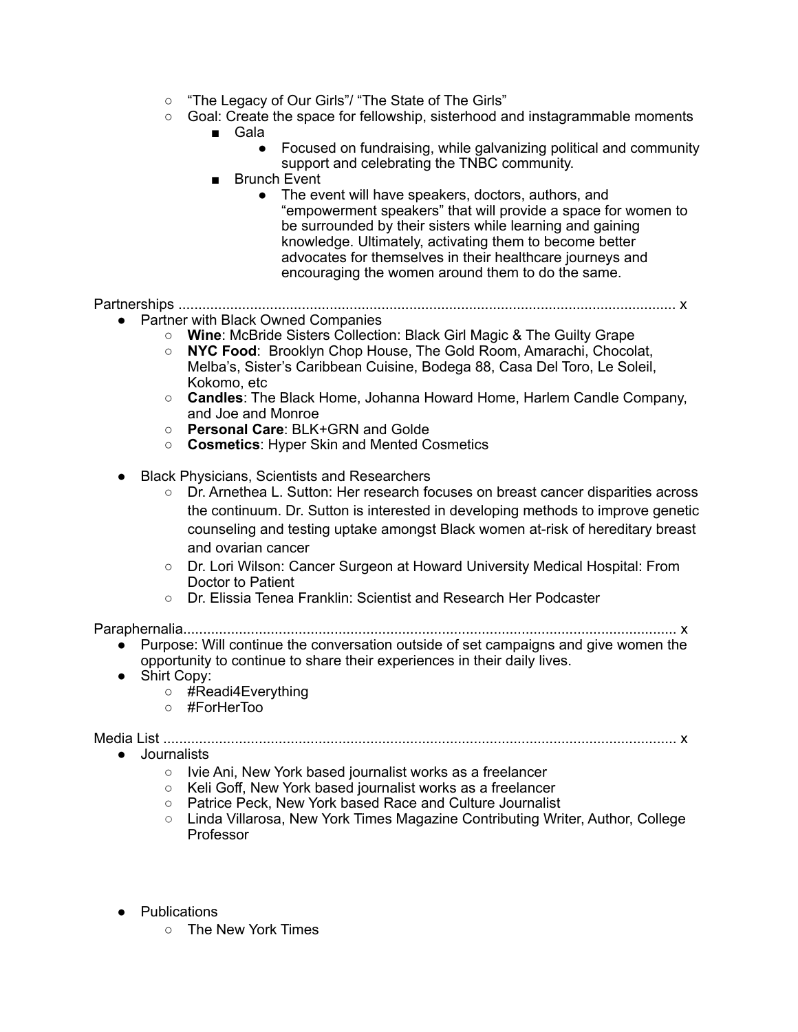- "The Legacy of Our Girls"/ "The State of The Girls"
   - Goal: Create the space for fellowship, sisterhood and instagrammable moments
     - Gala
       - Focused on fundraising, while galvanizing political and community support and celebrating the TNBC community.
     - Brunch Event
       - The event will have speakers, doctors, authors, and "empowerment speakers" that will provide a space for women to be surrounded by their sisters while learning and gaining knowledge. Ultimately, activating them to become better advocates for themselves in their healthcare journeys and encouraging the women around them to do the same.

Partnerships ............................................................................................................................ x

- Partner with Black Owned Companies
  - **Wine**: McBride Sisters Collection: Black Girl Magic & The Guilty Grape
  - **NYC Food**: Brooklyn Chop House, The Gold Room, Amarachi, Chocolat, Melba's, Sister's Caribbean Cuisine, Bodega 88, Casa Del Toro, Le Soleil, Kokomo, etc
  - **Candles**: The Black Home, Johanna Howard Home, Harlem Candle Company, and Joe and Monroe
  - **Personal Care**: BLK+GRN and Golde
  - **Cosmetics**: Hyper Skin and Mented Cosmetics

- Black Physicians, Scientists and Researchers
  - Dr. Arnethea L. Sutton: Her research focuses on breast cancer disparities across the continuum. Dr. Sutton is interested in developing methods to improve genetic counseling and testing uptake amongst Black women at-risk of hereditary breast and ovarian cancer
  - Dr. Lori Wilson: Cancer Surgeon at Howard University Medical Hospital: From Doctor to Patient
  - Dr. Elissia Tenea Franklin: Scientist and Research Her Podcaster

Paraphernalia............................................................................................................................ x

- Purpose: Will continue the conversation outside of set campaigns and give women the opportunity to continue to share their experiences in their daily lives.
- Shirt Copy:
  - #Readi4Everything
  - #ForHerToo

Media List ................................................................................................................................ x

- Journalists
  - Ivie Ani, New York based journalist works as a freelancer
  - Keli Goff, New York based journalist works as a freelancer
  - Patrice Peck, New York based Race and Culture Journalist
  - Linda Villarosa, New York Times Magazine Contributing Writer, Author, College Professor

- Publications
  - The New York Times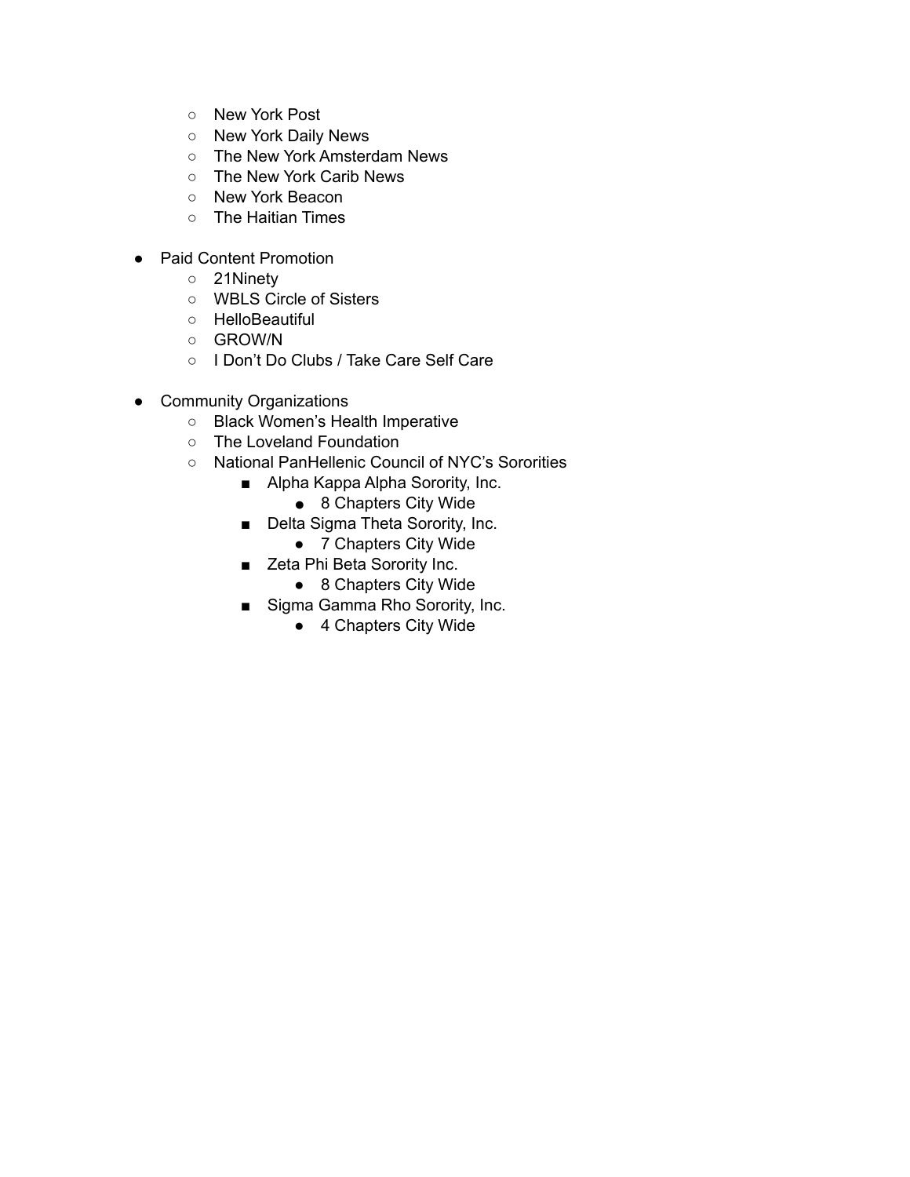- New York Post
  - New York Daily News
  - The New York Amsterdam News
  - The New York Carib News
  - New York Beacon
  - The Haitian Times

- Paid Content Promotion
  - 21Ninety
  - WBLS Circle of Sisters
  - HelloBeautiful
  - GROW/N
  - I Don't Do Clubs / Take Care Self Care

- Community Organizations
  - Black Women's Health Imperative
  - The Loveland Foundation
  - National PanHellenic Council of NYC's Sororities
    - Alpha Kappa Alpha Sorority, Inc.
      - 8 Chapters City Wide
    - Delta Sigma Theta Sorority, Inc.
      - 7 Chapters City Wide
    - Zeta Phi Beta Sorority Inc.
      - 8 Chapters City Wide
    - Sigma Gamma Rho Sorority, Inc.
      - 4 Chapters City Wide